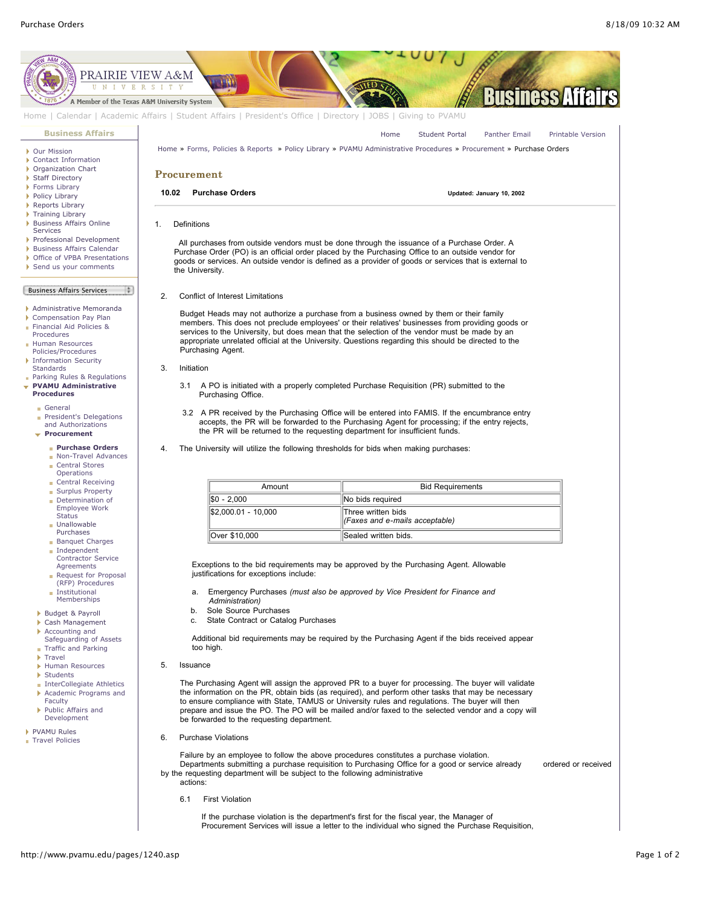# Procurement

**10.02 Purchase Orders** **Updated: January 10, 2002**

1. Definitions

All purchases from outside vendors must be done through the issuance of a Purchase Order. A Purchase Order (PO) is an official order placed by the Purchasing Office to an outside vendor for goods or services. An outside vendor is defined as a provider of goods or services that is external to the University.

2. Conflict of Interest Limitations

Budget Heads may not authorize a purchase from a business owned by them or their family members. This does not preclude employees' or their relatives' businesses from providing goods or services to the University, but does mean that the selection of the vendor must be made by an appropriate unrelated official at the University. Questions regarding this should be directed to the Purchasing Agent.

3. Initiation

3.1 A PO is initiated with a properly completed Purchase Requisition (PR) submitted to the Purchasing Office.

3.2 A PR received by the Purchasing Office will be entered into FAMIS. If the encumbrance entry accepts, the PR will be forwarded to the Purchasing Agent for processing; if the entry rejects, the PR will be returned to the requesting department for insufficient funds.

4. The University will utilize the following thresholds for bids when making purchases:

| Amount | Bid Requirements |
|---|---|
| $0 - 2,000 | No bids required |
| $2,000.01 - 10,000 | Three written bids<br>*(Faxes and e-mails acceptable)* |
| Over $10,000 | Sealed written bids. |

Exceptions to the bid requirements may be approved by the Purchasing Agent. Allowable justifications for exceptions include:

a. Emergency Purchases *(must also be approved by Vice President for Finance and Administration)*
b. Sole Source Purchases
c. State Contract or Catalog Purchases

Additional bid requirements may be required by the Purchasing Agent if the bids received appear too high.

5. Issuance

The Purchasing Agent will assign the approved PR to a buyer for processing. The buyer will validate the information on the PR, obtain bids (as required), and perform other tasks that may be necessary to ensure compliance with State, TAMUS or University rules and regulations. The buyer will then prepare and issue the PO. The PO will be mailed and/or faxed to the selected vendor and a copy will be forwarded to the requesting department.

6. Purchase Violations

Failure by an employee to follow the above procedures constitutes a purchase violation. Departments submitting a purchase requisition to Purchasing Office for a good or service already ordered or received by the requesting department will be subject to the following administrative actions:

6.1 First Violation

If the purchase violation is the department's first for the fiscal year, the Manager of Procurement Services will issue a letter to the individual who signed the Purchase Requisition,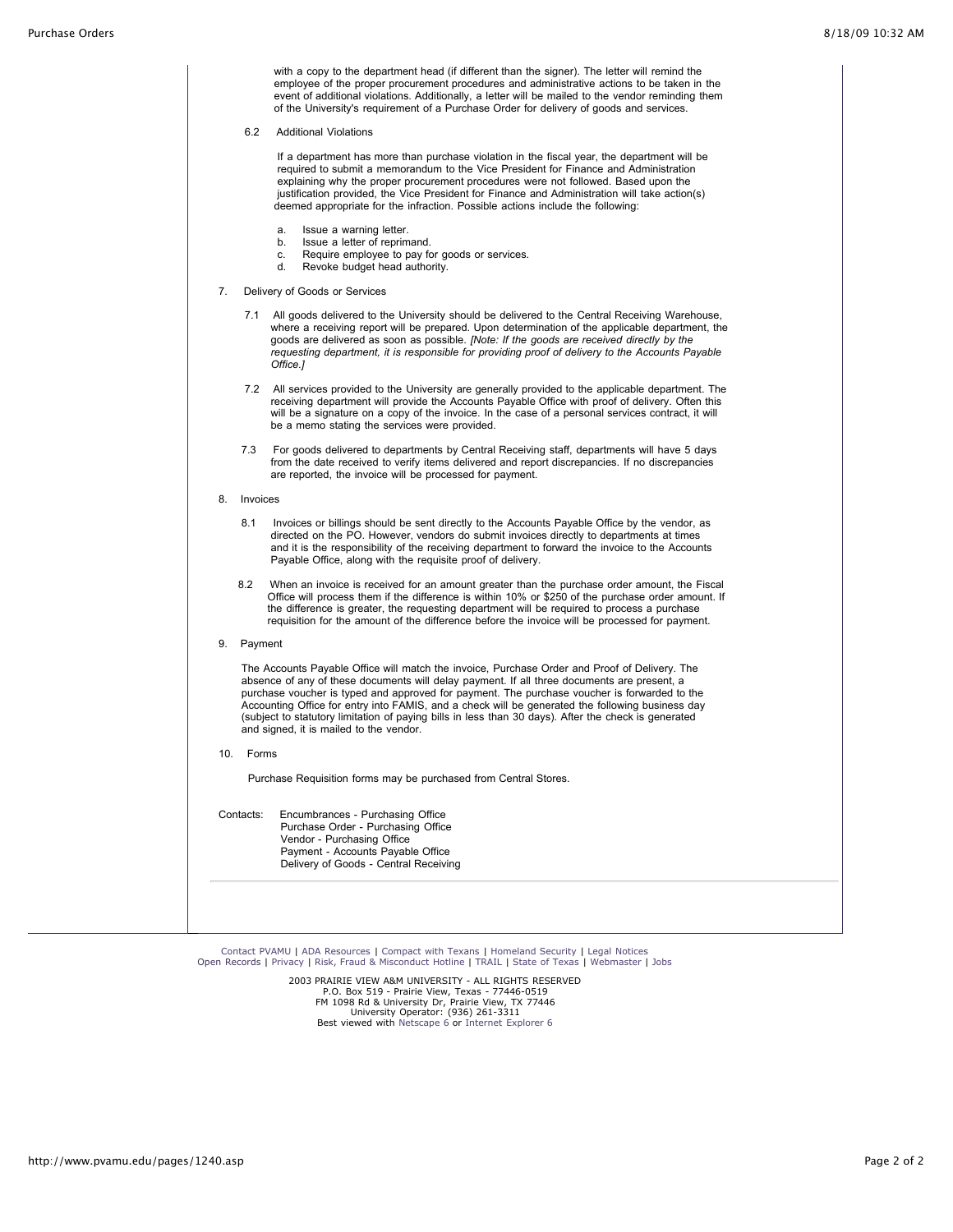with a copy to the department head (if different than the signer). The letter will remind the employee of the proper procurement procedures and administrative actions to be taken in the event of additional violations. Additionally, a letter will be mailed to the vendor reminding them of the University's requirement of a Purchase Order for delivery of goods and services.

6.2 Additional Violations

If a department has more than purchase violation in the fiscal year, the department will be required to submit a memorandum to the Vice President for Finance and Administration explaining why the proper procurement procedures were not followed. Based upon the justification provided, the Vice President for Finance and Administration will take action(s) deemed appropriate for the infraction. Possible actions include the following:

a. Issue a warning letter.
b. Issue a letter of reprimand.
c. Require employee to pay for goods or services.
d. Revoke budget head authority.

7. Delivery of Goods or Services

7.1 All goods delivered to the University should be delivered to the Central Receiving Warehouse, where a receiving report will be prepared. Upon determination of the applicable department, the goods are delivered as soon as possible. *[Note: If the goods are received directly by the requesting department, it is responsible for providing proof of delivery to the Accounts Payable Office.]*

7.2 All services provided to the University are generally provided to the applicable department. The receiving department will provide the Accounts Payable Office with proof of delivery. Often this will be a signature on a copy of the invoice. In the case of a personal services contract, it will be a memo stating the services were provided.

7.3 For goods delivered to departments by Central Receiving staff, departments will have 5 days from the date received to verify items delivered and report discrepancies. If no discrepancies are reported, the invoice will be processed for payment.

8. Invoices

8.1 Invoices or billings should be sent directly to the Accounts Payable Office by the vendor, as directed on the PO. However, vendors do submit invoices directly to departments at times and it is the responsibility of the receiving department to forward the invoice to the Accounts Payable Office, along with the requisite proof of delivery.

8.2 When an invoice is received for an amount greater than the purchase order amount, the Fiscal Office will process them if the difference is within 10% or $250 of the purchase order amount. If the difference is greater, the requesting department will be required to process a purchase requisition for the amount of the difference before the invoice will be processed for payment.

9. Payment

The Accounts Payable Office will match the invoice, Purchase Order and Proof of Delivery. The absence of any of these documents will delay payment. If all three documents are present, a purchase voucher is typed and approved for payment. The purchase voucher is forwarded to the Accounting Office for entry into FAMIS, and a check will be generated the following business day (subject to statutory limitation of paying bills in less than 30 days). After the check is generated and signed, it is mailed to the vendor.

10. Forms

Purchase Requisition forms may be purchased from Central Stores.

Contacts:
Encumbrances - Purchasing Office
Purchase Order - Purchasing Office
Vendor - Purchasing Office
Payment - Accounts Payable Office
Delivery of Goods - Central Receiving

Contact PVAMU | ADA Resources | Compact with Texans | Homeland Security | Legal Notices
Open Records | Privacy | Risk, Fraud & Misconduct Hotline | TRAIL | State of Texas | Webmaster | Jobs

2003 PRAIRIE VIEW A&M UNIVERSITY - ALL RIGHTS RESERVED
P.O. Box 519 - Prairie View, Texas - 77446-0519
FM 1098 Rd & University Dr, Prairie View, TX 77446
University Operator: (936) 261-3311
Best viewed with Netscape 6 or Internet Explorer 6